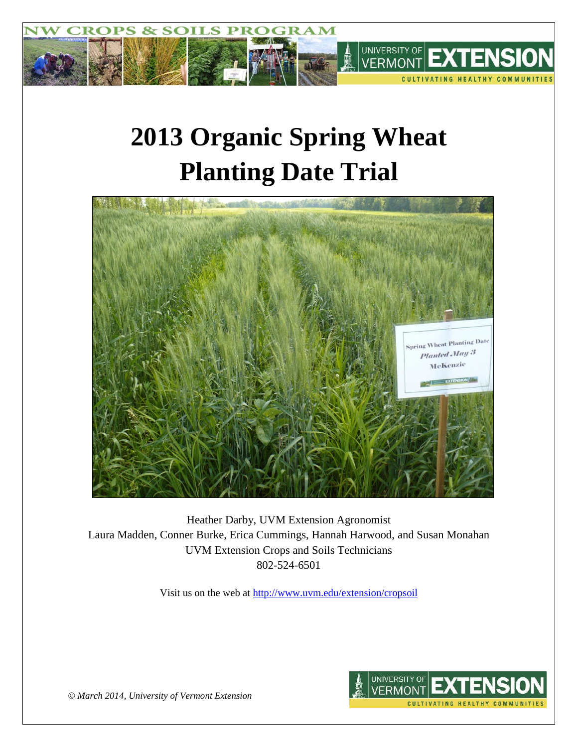# 2013 Organic Spring Wheat Planting Date Trial

Heather Darby, UVM Extension Agronomist
Laura Madden, Conner Burke, Erica Cummings, Hannah Harwood, and Susan Monahan
UVM Extension Crops and Soils Technicians
802-524-6501

Visit us on the web at http://www.uvm.edu/extension/cropsoil

*© March 2014, University of Vermont Extension*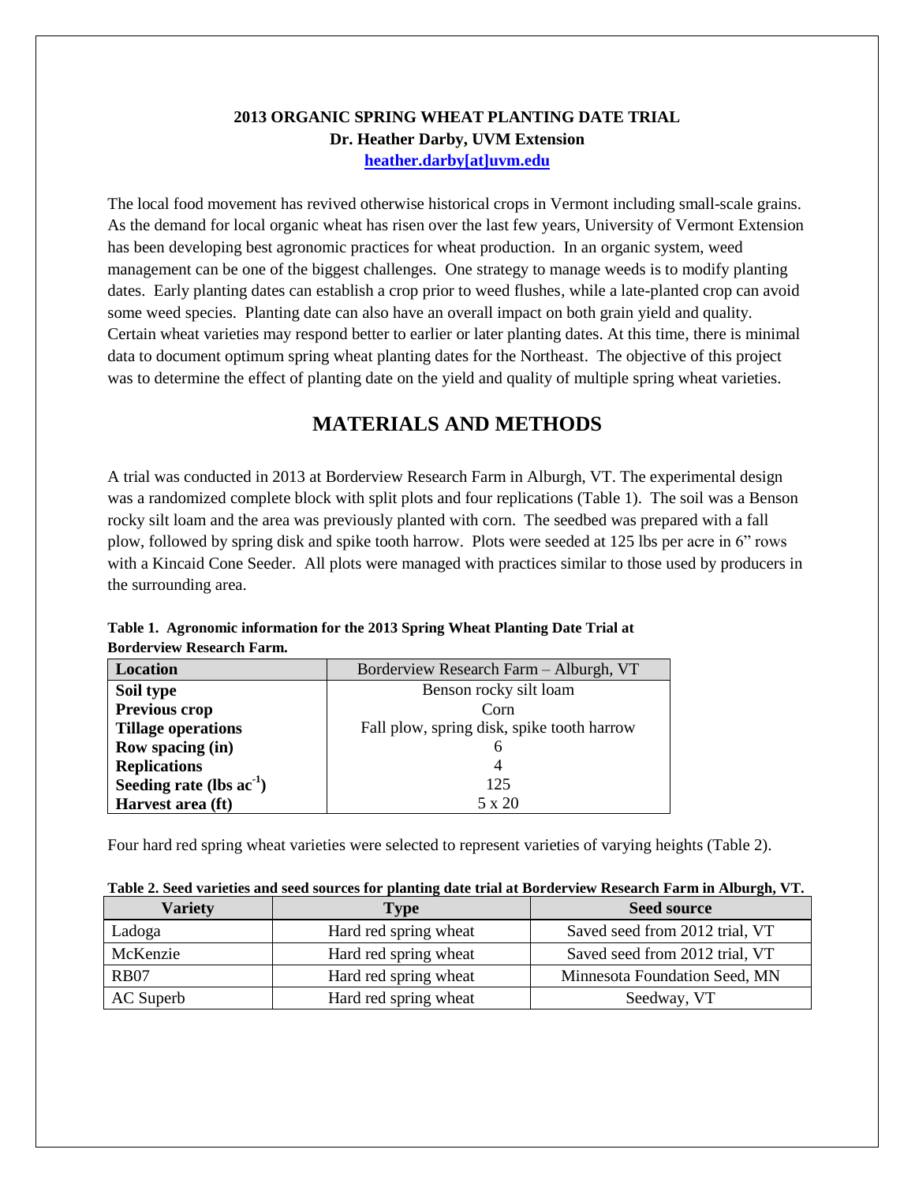**2013 ORGANIC SPRING WHEAT PLANTING DATE TRIAL**
**Dr. Heather Darby, UVM Extension**
**heather.darby[at]uvm.edu**

The local food movement has revived otherwise historical crops in Vermont including small-scale grains. As the demand for local organic wheat has risen over the last few years, University of Vermont Extension has been developing best agronomic practices for wheat production. In an organic system, weed management can be one of the biggest challenges. One strategy to manage weeds is to modify planting dates. Early planting dates can establish a crop prior to weed flushes, while a late-planted crop can avoid some weed species. Planting date can also have an overall impact on both grain yield and quality. Certain wheat varieties may respond better to earlier or later planting dates. At this time, there is minimal data to document optimum spring wheat planting dates for the Northeast. The objective of this project was to determine the effect of planting date on the yield and quality of multiple spring wheat varieties.

## MATERIALS AND METHODS

A trial was conducted in 2013 at Borderview Research Farm in Alburgh, VT. The experimental design was a randomized complete block with split plots and four replications (Table 1). The soil was a Benson rocky silt loam and the area was previously planted with corn. The seedbed was prepared with a fall plow, followed by spring disk and spike tooth harrow. Plots were seeded at 125 lbs per acre in 6" rows with a Kincaid Cone Seeder. All plots were managed with practices similar to those used by producers in the surrounding area.

**Table 1. Agronomic information for the 2013 Spring Wheat Planting Date Trial at Borderview Research Farm.**

| **Location** | Borderview Research Farm – Alburgh, VT |
|---|---|
| **Soil type** | Benson rocky silt loam |
| **Previous crop** | Corn |
| **Tillage operations** | Fall plow, spring disk, spike tooth harrow |
| **Row spacing (in)** | 6 |
| **Replications** | 4 |
| **Seeding rate (lbs $ac^{-1}$)** | 125 |
| **Harvest area (ft)** | 5 x 20 |

Four hard red spring wheat varieties were selected to represent varieties of varying heights (Table 2).

**Table 2. Seed varieties and seed sources for planting date trial at Borderview Research Farm in Alburgh, VT.**

| Variety | Type | Seed source |
|---|---|---|
| Ladoga | Hard red spring wheat | Saved seed from 2012 trial, VT |
| McKenzie | Hard red spring wheat | Saved seed from 2012 trial, VT |
| RB07 | Hard red spring wheat | Minnesota Foundation Seed, MN |
| AC Superb | Hard red spring wheat | Seedway, VT |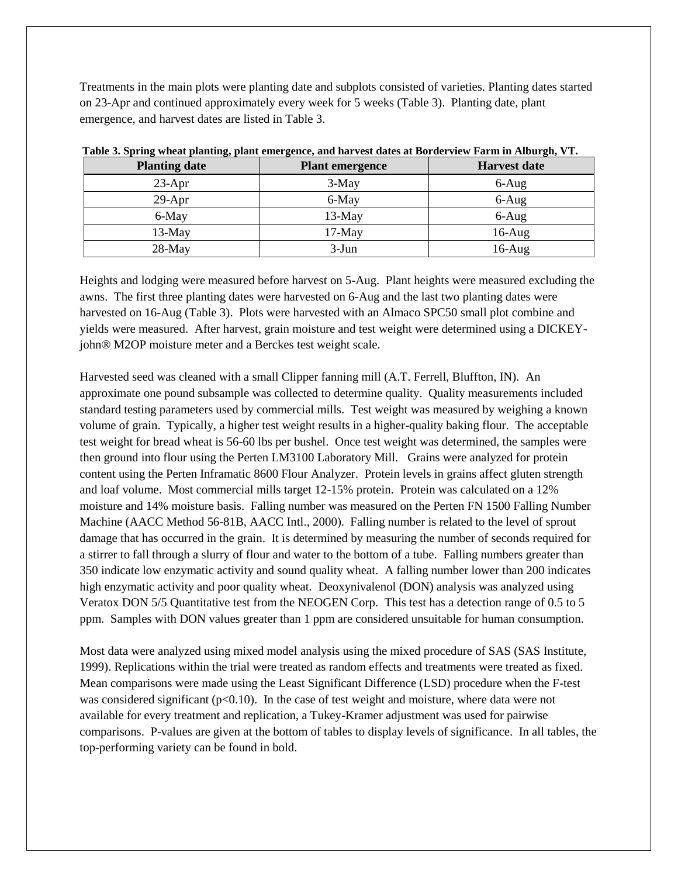Treatments in the main plots were planting date and subplots consisted of varieties. Planting dates started on 23-Apr and continued approximately every week for 5 weeks (Table 3). Planting date, plant emergence, and harvest dates are listed in Table 3.

**Table 3. Spring wheat planting, plant emergence, and harvest dates at Borderview Farm in Alburgh, VT.**

| Planting date | Plant emergence | Harvest date |
|---|---|---|
| 23-Apr | 3-May | 6-Aug |
| 29-Apr | 6-May | 6-Aug |
| 6-May | 13-May | 6-Aug |
| 13-May | 17-May | 16-Aug |
| 28-May | 3-Jun | 16-Aug |

Heights and lodging were measured before harvest on 5-Aug. Plant heights were measured excluding the awns. The first three planting dates were harvested on 6-Aug and the last two planting dates were harvested on 16-Aug (Table 3). Plots were harvested with an Almaco SPC50 small plot combine and yields were measured. After harvest, grain moisture and test weight were determined using a DICKEY-john® M2OP moisture meter and a Berckes test weight scale.

Harvested seed was cleaned with a small Clipper fanning mill (A.T. Ferrell, Bluffton, IN). An approximate one pound subsample was collected to determine quality. Quality measurements included standard testing parameters used by commercial mills. Test weight was measured by weighing a known volume of grain. Typically, a higher test weight results in a higher-quality baking flour. The acceptable test weight for bread wheat is 56-60 lbs per bushel. Once test weight was determined, the samples were then ground into flour using the Perten LM3100 Laboratory Mill. Grains were analyzed for protein content using the Perten Inframatic 8600 Flour Analyzer. Protein levels in grains affect gluten strength and loaf volume. Most commercial mills target 12-15% protein. Protein was calculated on a 12% moisture and 14% moisture basis. Falling number was measured on the Perten FN 1500 Falling Number Machine (AACC Method 56-81B, AACC Intl., 2000). Falling number is related to the level of sprout damage that has occurred in the grain. It is determined by measuring the number of seconds required for a stirrer to fall through a slurry of flour and water to the bottom of a tube. Falling numbers greater than 350 indicate low enzymatic activity and sound quality wheat. A falling number lower than 200 indicates high enzymatic activity and poor quality wheat. Deoxynivalenol (DON) analysis was analyzed using Veratox DON 5/5 Quantitative test from the NEOGEN Corp. This test has a detection range of 0.5 to 5 ppm. Samples with DON values greater than 1 ppm are considered unsuitable for human consumption.

Most data were analyzed using mixed model analysis using the mixed procedure of SAS (SAS Institute, 1999). Replications within the trial were treated as random effects and treatments were treated as fixed. Mean comparisons were made using the Least Significant Difference (LSD) procedure when the F-test was considered significant ($p<0.10$). In the case of test weight and moisture, where data were not available for every treatment and replication, a Tukey-Kramer adjustment was used for pairwise comparisons. P-values are given at the bottom of tables to display levels of significance. In all tables, the top-performing variety can be found in bold.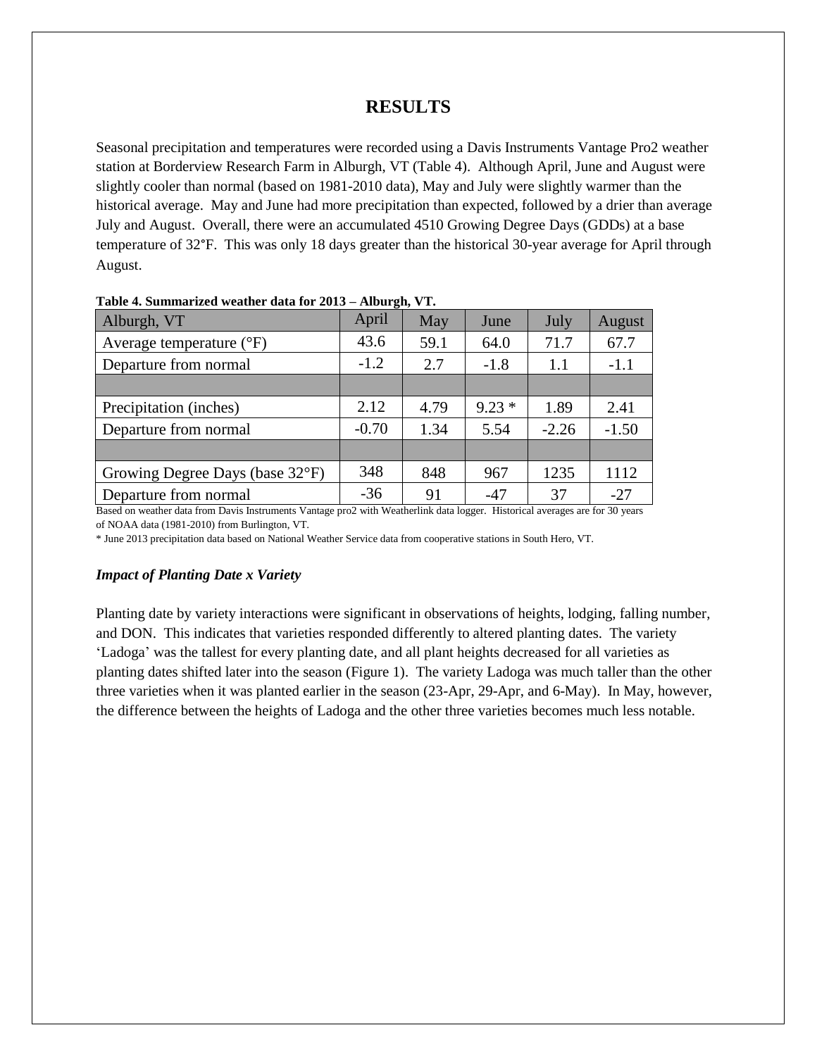# RESULTS

Seasonal precipitation and temperatures were recorded using a Davis Instruments Vantage Pro2 weather station at Borderview Research Farm in Alburgh, VT (Table 4). Although April, June and August were slightly cooler than normal (based on 1981-2010 data), May and July were slightly warmer than the historical average. May and June had more precipitation than expected, followed by a drier than average July and August. Overall, there were an accumulated 4510 Growing Degree Days (GDDs) at a base temperature of 32°F. This was only 18 days greater than the historical 30-year average for April through August.

**Table 4. Summarized weather data for 2013 – Alburgh, VT.**

| Alburgh, VT | April | May | June | July | August |
|---|---|---|---|---|---|
| Average temperature (°F) | 43.6 | 59.1 | 64.0 | 71.7 | 67.7 |
| Departure from normal | -1.2 | 2.7 | -1.8 | 1.1 | -1.1 |
| | | | | | |
| Precipitation (inches) | 2.12 | 4.79 | 9.23 * | 1.89 | 2.41 |
| Departure from normal | -0.70 | 1.34 | 5.54 | -2.26 | -1.50 |
| | | | | | |
| Growing Degree Days (base 32°F) | 348 | 848 | 967 | 1235 | 1112 |
| Departure from normal | -36 | 91 | -47 | 37 | -27 |

Based on weather data from Davis Instruments Vantage pro2 with Weatherlink data logger. Historical averages are for 30 years of NOAA data (1981-2010) from Burlington, VT.

* June 2013 precipitation data based on National Weather Service data from cooperative stations in South Hero, VT.

### *Impact of Planting Date x Variety*

Planting date by variety interactions were significant in observations of heights, lodging, falling number, and DON. This indicates that varieties responded differently to altered planting dates. The variety 'Ladoga' was the tallest for every planting date, and all plant heights decreased for all varieties as planting dates shifted later into the season (Figure 1). The variety Ladoga was much taller than the other three varieties when it was planted earlier in the season (23-Apr, 29-Apr, and 6-May). In May, however, the difference between the heights of Ladoga and the other three varieties becomes much less notable.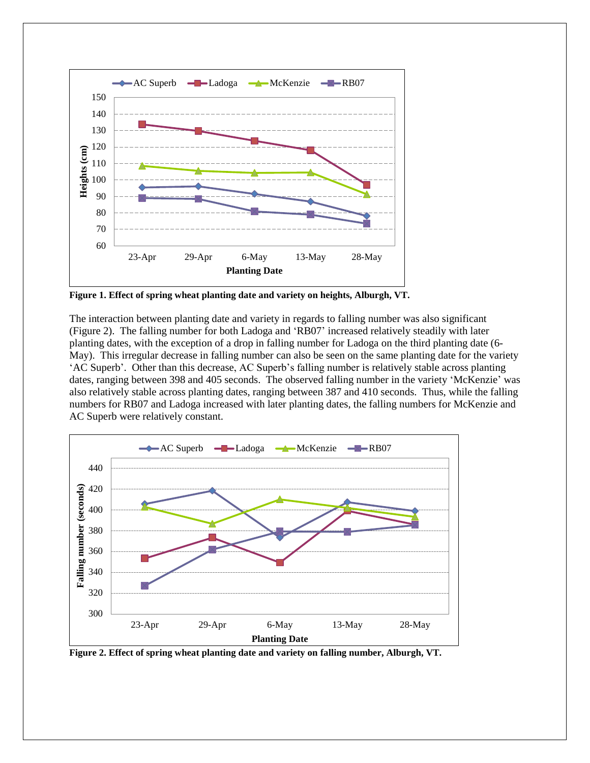Figure 1. Effect of spring wheat planting date and variety on heights, Alburgh, VT.

The interaction between planting date and variety in regards to falling number was also significant (Figure 2). The falling number for both Ladoga and 'RB07' increased relatively steadily with later planting dates, with the exception of a drop in falling number for Ladoga on the third planting date (6-May). This irregular decrease in falling number can also be seen on the same planting date for the variety 'AC Superb'. Other than this decrease, AC Superb's falling number is relatively stable across planting dates, ranging between 398 and 405 seconds. The observed falling number in the variety 'McKenzie' was also relatively stable across planting dates, ranging between 387 and 410 seconds. Thus, while the falling numbers for RB07 and Ladoga increased with later planting dates, the falling numbers for McKenzie and AC Superb were relatively constant.

Figure 2. Effect of spring wheat planting date and variety on falling number, Alburgh, VT.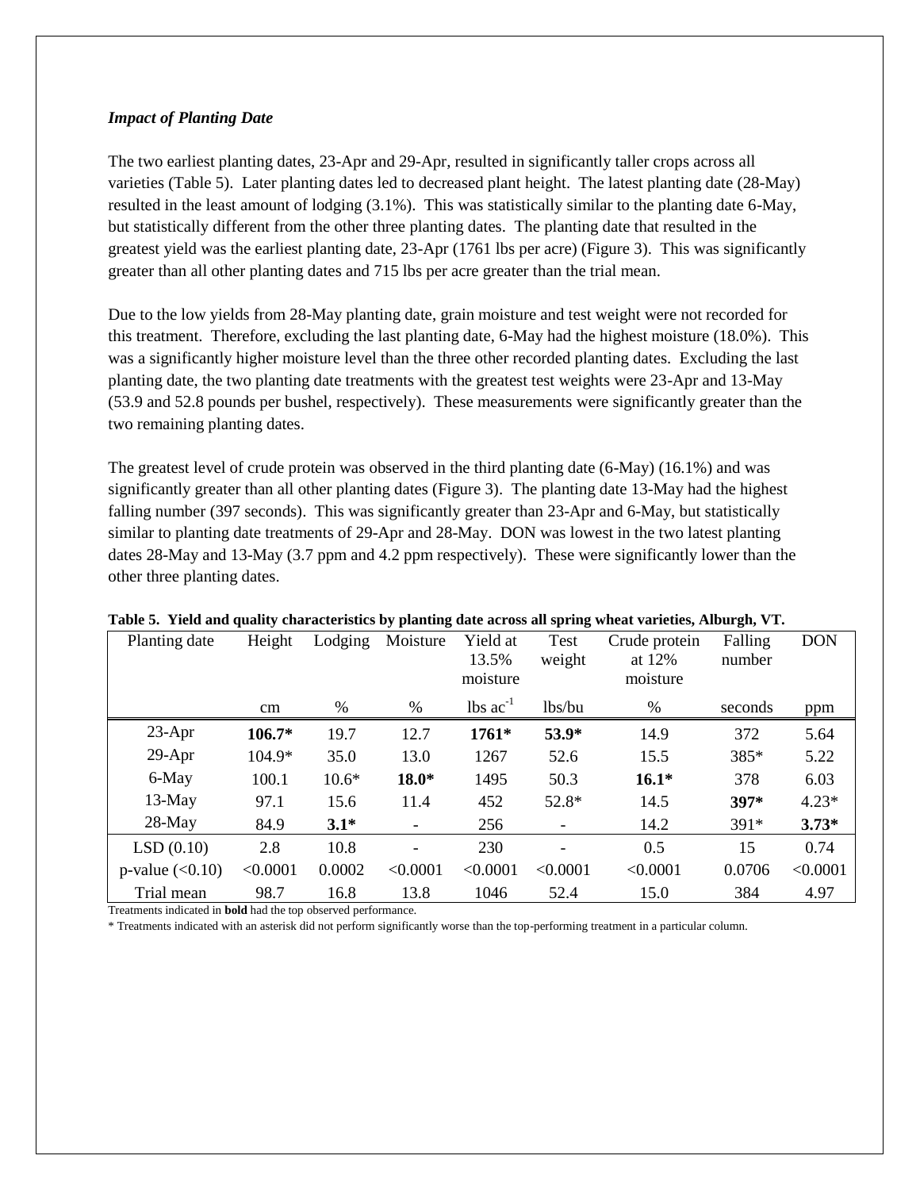### *Impact of Planting Date*

The two earliest planting dates, 23-Apr and 29-Apr, resulted in significantly taller crops across all varieties (Table 5). Later planting dates led to decreased plant height. The latest planting date (28-May) resulted in the least amount of lodging (3.1%). This was statistically similar to the planting date 6-May, but statistically different from the other three planting dates. The planting date that resulted in the greatest yield was the earliest planting date, 23-Apr (1761 lbs per acre) (Figure 3). This was significantly greater than all other planting dates and 715 lbs per acre greater than the trial mean.

Due to the low yields from 28-May planting date, grain moisture and test weight were not recorded for this treatment. Therefore, excluding the last planting date, 6-May had the highest moisture (18.0%). This was a significantly higher moisture level than the three other recorded planting dates. Excluding the last planting date, the two planting date treatments with the greatest test weights were 23-Apr and 13-May (53.9 and 52.8 pounds per bushel, respectively). These measurements were significantly greater than the two remaining planting dates.

The greatest level of crude protein was observed in the third planting date (6-May) (16.1%) and was significantly greater than all other planting dates (Figure 3). The planting date 13-May had the highest falling number (397 seconds). This was significantly greater than 23-Apr and 6-May, but statistically similar to planting date treatments of 29-Apr and 28-May. DON was lowest in the two latest planting dates 28-May and 13-May (3.7 ppm and 4.2 ppm respectively). These were significantly lower than the other three planting dates.

**Table 5. Yield and quality characteristics by planting date across all spring wheat varieties, Alburgh, VT.**

| Planting date | Height | Lodging | Moisture | Yield at 13.5% moisture | Test weight | Crude protein at 12% moisture | Falling number | DON |
|---|---|---|---|---|---|---|---|---|
| | cm | % | % | lbs ac$^{-1}$ | lbs/bu | % | seconds | ppm |
| 23-Apr | **106.7*** | 19.7 | 12.7 | **1761*** | **53.9*** | 14.9 | 372 | 5.64 |
| 29-Apr | 104.9* | 35.0 | 13.0 | 1267 | 52.6 | 15.5 | 385* | 5.22 |
| 6-May | 100.1 | 10.6* | **18.0*** | 1495 | 50.3 | **16.1*** | 378 | 6.03 |
| 13-May | 97.1 | 15.6 | 11.4 | 452 | 52.8* | 14.5 | **397*** | 4.23* |
| 28-May | 84.9 | **3.1*** | - | 256 | - | 14.2 | 391* | **3.73*** |
| LSD (0.10) | 2.8 | 10.8 | - | 230 | - | 0.5 | 15 | 0.74 |
| p-value (<0.10) | <0.0001 | 0.0002 | <0.0001 | <0.0001 | <0.0001 | <0.0001 | 0.0706 | <0.0001 |
| Trial mean | 98.7 | 16.8 | 13.8 | 1046 | 52.4 | 15.0 | 384 | 4.97 |

Treatments indicated in **bold** had the top observed performance.

* Treatments indicated with an asterisk did not perform significantly worse than the top-performing treatment in a particular column.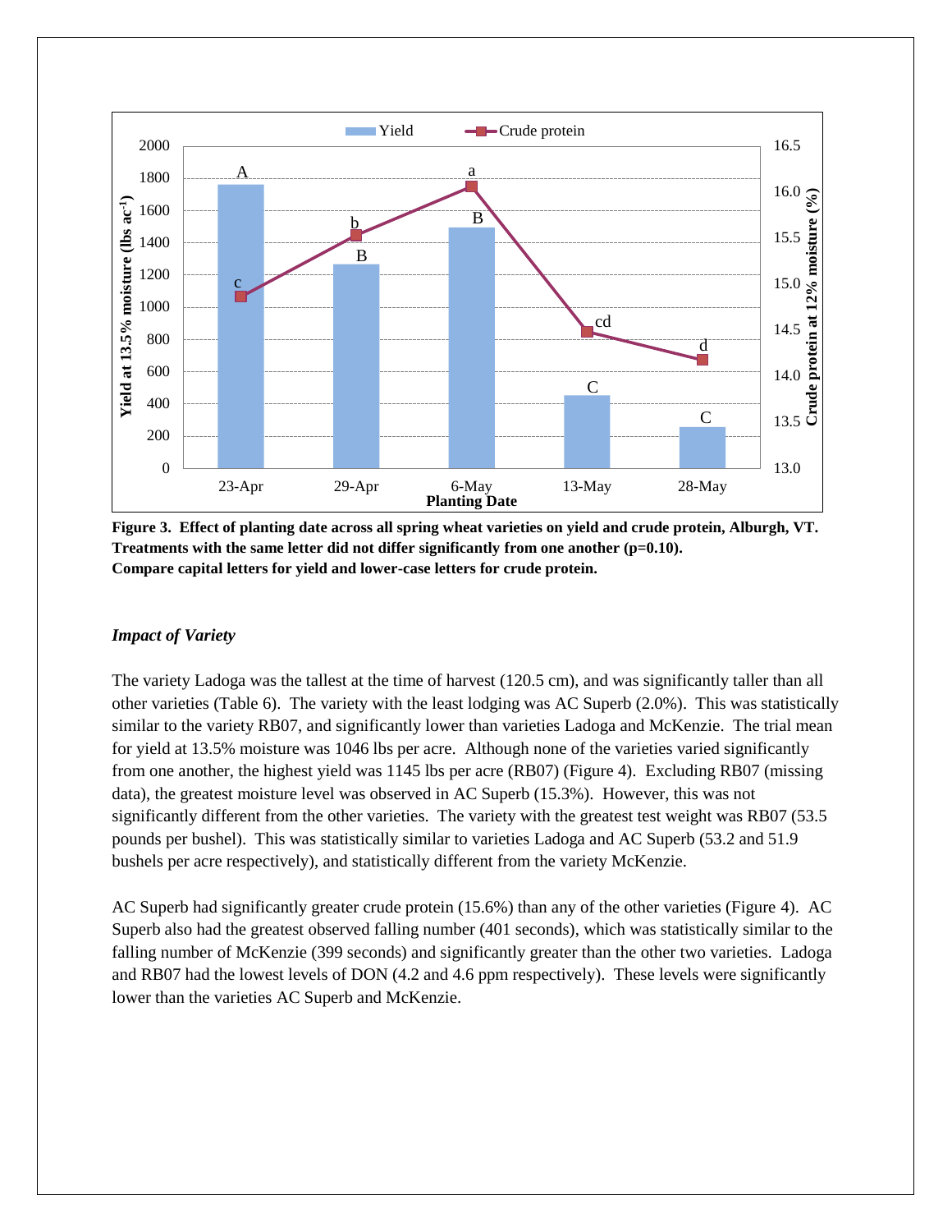**Figure 3. Effect of planting date across all spring wheat varieties on yield and crude protein, Alburgh, VT. Treatments with the same letter did not differ significantly from one another (p=0.10). Compare capital letters for yield and lower-case letters for crude protein.**

### *Impact of Variety*

The variety Ladoga was the tallest at the time of harvest (120.5 cm), and was significantly taller than all other varieties (Table 6). The variety with the least lodging was AC Superb (2.0%). This was statistically similar to the variety RB07, and significantly lower than varieties Ladoga and McKenzie. The trial mean for yield at 13.5% moisture was 1046 lbs per acre. Although none of the varieties varied significantly from one another, the highest yield was 1145 lbs per acre (RB07) (Figure 4). Excluding RB07 (missing data), the greatest moisture level was observed in AC Superb (15.3%). However, this was not significantly different from the other varieties. The variety with the greatest test weight was RB07 (53.5 pounds per bushel). This was statistically similar to varieties Ladoga and AC Superb (53.2 and 51.9 bushels per acre respectively), and statistically different from the variety McKenzie.

AC Superb had significantly greater crude protein (15.6%) than any of the other varieties (Figure 4). AC Superb also had the greatest observed falling number (401 seconds), which was statistically similar to the falling number of McKenzie (399 seconds) and significantly greater than the other two varieties. Ladoga and RB07 had the lowest levels of DON (4.2 and 4.6 ppm respectively). These levels were significantly lower than the varieties AC Superb and McKenzie.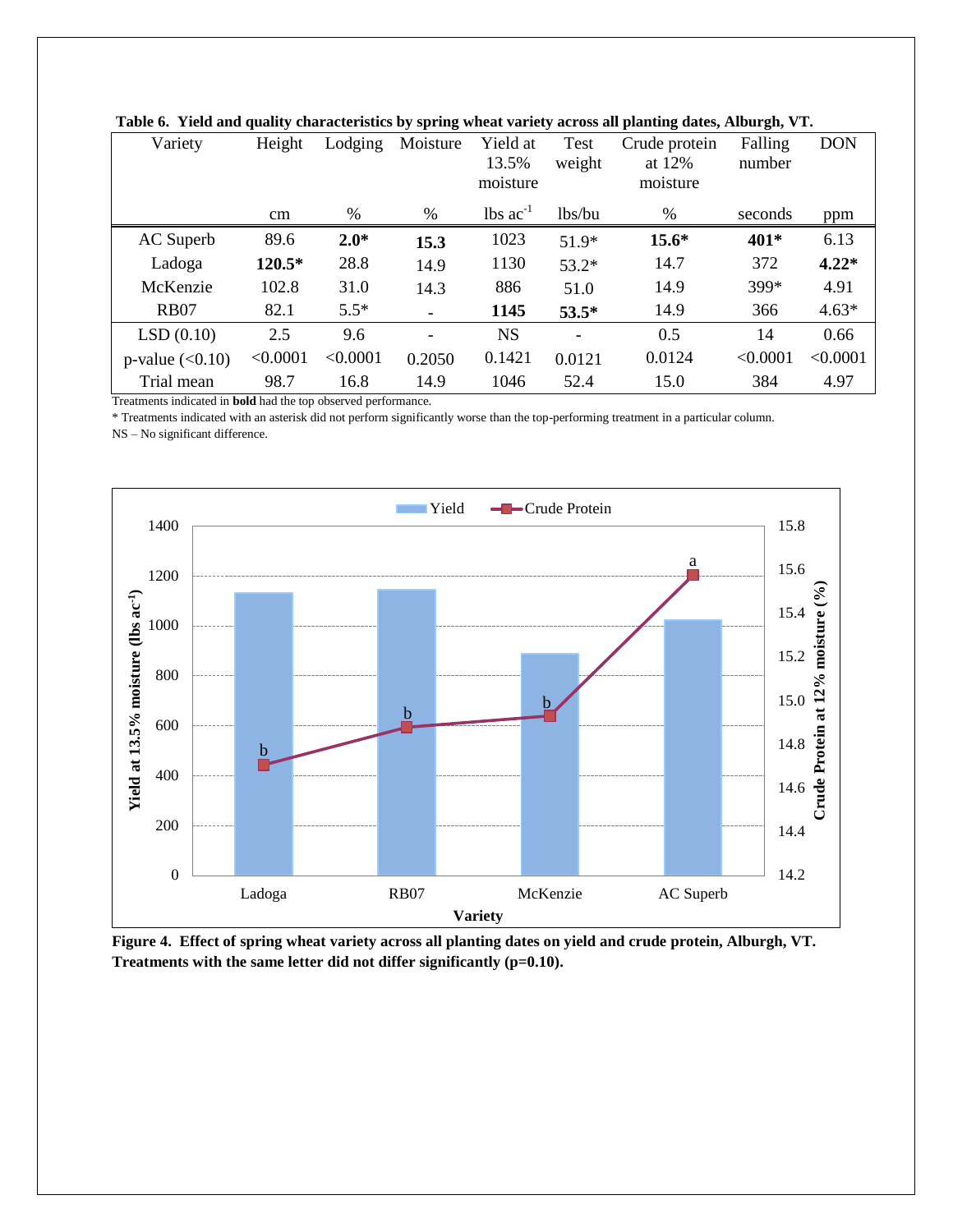**Table 6. Yield and quality characteristics by spring wheat variety across all planting dates, Alburgh, VT.**

| Variety | Height | Lodging | Moisture | Yield at 13.5% moisture | Test weight | Crude protein at 12% moisture | Falling number | DON |
|---|---|---|---|---|---|---|---|---|
| | cm | % | % | lbs ac$^{-1}$ | lbs/bu | % | seconds | ppm |
| AC Superb | 89.6 | **2.0*** | **15.3** | 1023 | 51.9* | **15.6*** | **401*** | 6.13 |
| Ladoga | **120.5*** | 28.8 | 14.9 | 1130 | 53.2* | 14.7 | 372 | **4.22*** |
| McKenzie | 102.8 | 31.0 | 14.3 | 886 | 51.0 | 14.9 | 399* | 4.91 |
| RB07 | 82.1 | 5.5* | - | **1145** | **53.5*** | 14.9 | 366 | 4.63* |
| LSD (0.10) | 2.5 | 9.6 | - | NS | - | 0.5 | 14 | 0.66 |
| p-value (<0.10) | <0.0001 | <0.0001 | 0.2050 | 0.1421 | 0.0121 | 0.0124 | <0.0001 | <0.0001 |
| Trial mean | 98.7 | 16.8 | 14.9 | 1046 | 52.4 | 15.0 | 384 | 4.97 |

Treatments indicated in **bold** had the top observed performance.

* Treatments indicated with an asterisk did not perform significantly worse than the top-performing treatment in a particular column.

NS – No significant difference.

**Figure 4. Effect of spring wheat variety across all planting dates on yield and crude protein, Alburgh, VT. Treatments with the same letter did not differ significantly (p=0.10).**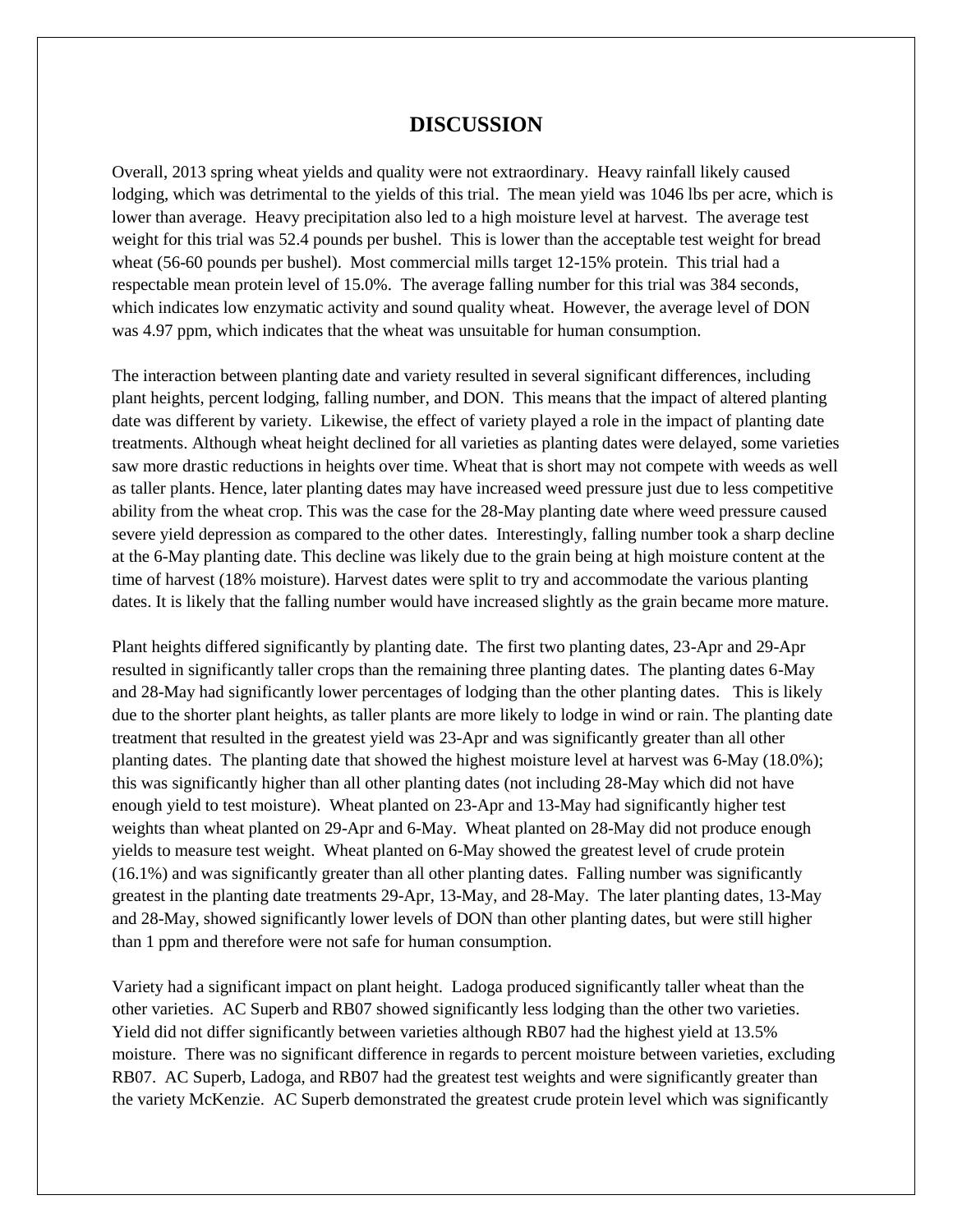# DISCUSSION

Overall, 2013 spring wheat yields and quality were not extraordinary. Heavy rainfall likely caused lodging, which was detrimental to the yields of this trial. The mean yield was 1046 lbs per acre, which is lower than average. Heavy precipitation also led to a high moisture level at harvest. The average test weight for this trial was 52.4 pounds per bushel. This is lower than the acceptable test weight for bread wheat (56-60 pounds per bushel). Most commercial mills target 12-15% protein. This trial had a respectable mean protein level of 15.0%. The average falling number for this trial was 384 seconds, which indicates low enzymatic activity and sound quality wheat. However, the average level of DON was 4.97 ppm, which indicates that the wheat was unsuitable for human consumption.

The interaction between planting date and variety resulted in several significant differences, including plant heights, percent lodging, falling number, and DON. This means that the impact of altered planting date was different by variety. Likewise, the effect of variety played a role in the impact of planting date treatments. Although wheat height declined for all varieties as planting dates were delayed, some varieties saw more drastic reductions in heights over time. Wheat that is short may not compete with weeds as well as taller plants. Hence, later planting dates may have increased weed pressure just due to less competitive ability from the wheat crop. This was the case for the 28-May planting date where weed pressure caused severe yield depression as compared to the other dates. Interestingly, falling number took a sharp decline at the 6-May planting date. This decline was likely due to the grain being at high moisture content at the time of harvest (18% moisture). Harvest dates were split to try and accommodate the various planting dates. It is likely that the falling number would have increased slightly as the grain became more mature.

Plant heights differed significantly by planting date. The first two planting dates, 23-Apr and 29-Apr resulted in significantly taller crops than the remaining three planting dates. The planting dates 6-May and 28-May had significantly lower percentages of lodging than the other planting dates. This is likely due to the shorter plant heights, as taller plants are more likely to lodge in wind or rain. The planting date treatment that resulted in the greatest yield was 23-Apr and was significantly greater than all other planting dates. The planting date that showed the highest moisture level at harvest was 6-May (18.0%); this was significantly higher than all other planting dates (not including 28-May which did not have enough yield to test moisture). Wheat planted on 23-Apr and 13-May had significantly higher test weights than wheat planted on 29-Apr and 6-May. Wheat planted on 28-May did not produce enough yields to measure test weight. Wheat planted on 6-May showed the greatest level of crude protein (16.1%) and was significantly greater than all other planting dates. Falling number was significantly greatest in the planting date treatments 29-Apr, 13-May, and 28-May. The later planting dates, 13-May and 28-May, showed significantly lower levels of DON than other planting dates, but were still higher than 1 ppm and therefore were not safe for human consumption.

Variety had a significant impact on plant height. Ladoga produced significantly taller wheat than the other varieties. AC Superb and RB07 showed significantly less lodging than the other two varieties. Yield did not differ significantly between varieties although RB07 had the highest yield at 13.5% moisture. There was no significant difference in regards to percent moisture between varieties, excluding RB07. AC Superb, Ladoga, and RB07 had the greatest test weights and were significantly greater than the variety McKenzie. AC Superb demonstrated the greatest crude protein level which was significantly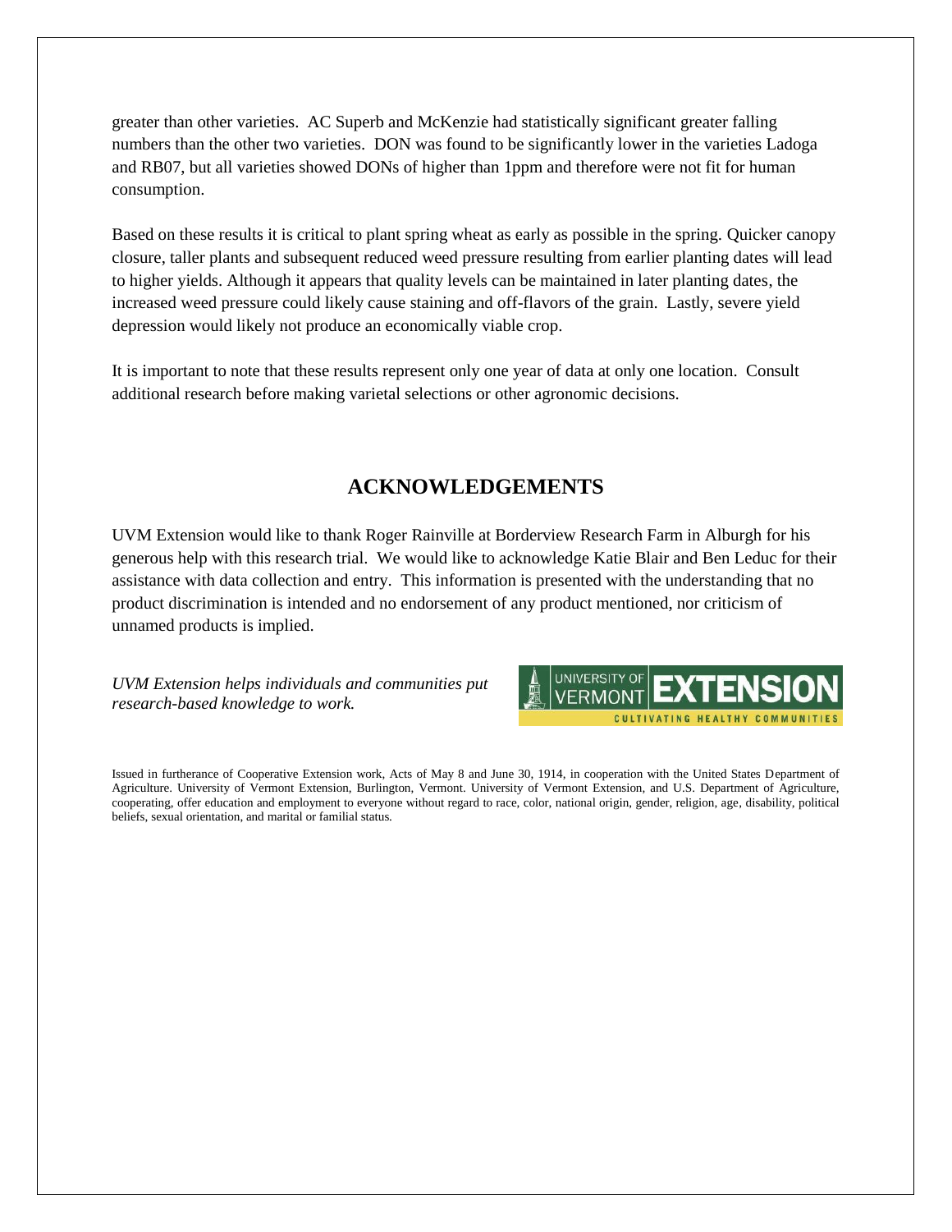greater than other varieties. AC Superb and McKenzie had statistically significant greater falling numbers than the other two varieties. DON was found to be significantly lower in the varieties Ladoga and RB07, but all varieties showed DONs of higher than 1ppm and therefore were not fit for human consumption.

Based on these results it is critical to plant spring wheat as early as possible in the spring. Quicker canopy closure, taller plants and subsequent reduced weed pressure resulting from earlier planting dates will lead to higher yields. Although it appears that quality levels can be maintained in later planting dates, the increased weed pressure could likely cause staining and off-flavors of the grain. Lastly, severe yield depression would likely not produce an economically viable crop.

It is important to note that these results represent only one year of data at only one location. Consult additional research before making varietal selections or other agronomic decisions.

## ACKNOWLEDGEMENTS

UVM Extension would like to thank Roger Rainville at Borderview Research Farm in Alburgh for his generous help with this research trial. We would like to acknowledge Katie Blair and Ben Leduc for their assistance with data collection and entry. This information is presented with the understanding that no product discrimination is intended and no endorsement of any product mentioned, nor criticism of unnamed products is implied.

*UVM Extension helps individuals and communities put research-based knowledge to work.*

UNIVERSITY OF VERMONT EXTENSION
CULTIVATING HEALTHY COMMUNITIES

Issued in furtherance of Cooperative Extension work, Acts of May 8 and June 30, 1914, in cooperation with the United States Department of Agriculture. University of Vermont Extension, Burlington, Vermont. University of Vermont Extension, and U.S. Department of Agriculture, cooperating, offer education and employment to everyone without regard to race, color, national origin, gender, religion, age, disability, political beliefs, sexual orientation, and marital or familial status.